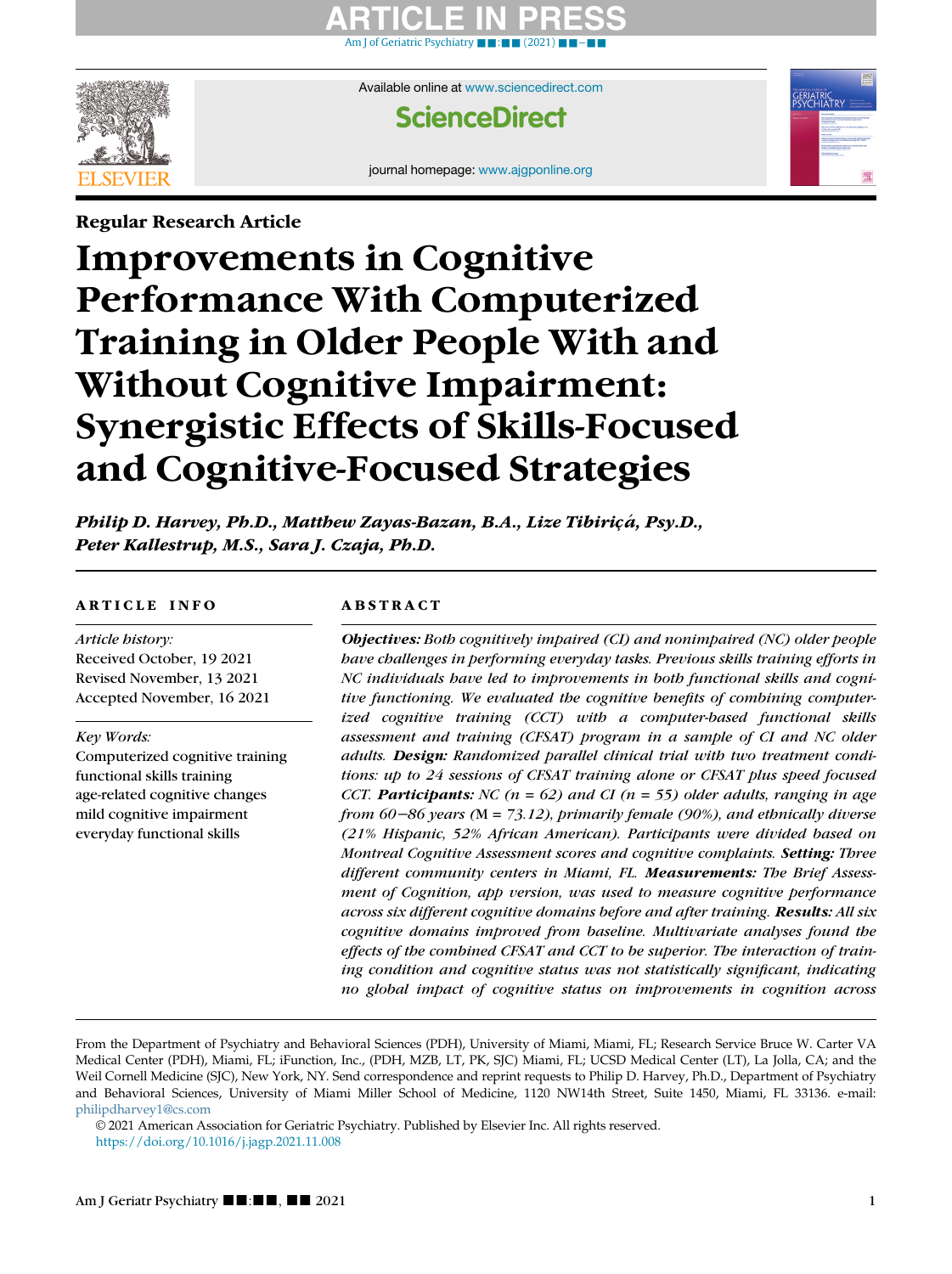Regular Research Article

# Improvements in Cognitive Performance With Computerized Training in Older People With and Without Cognitive Impairment: Synergistic Effects of Skills-Focused and Cognitive-Focused Strategies

***Philip D. Harvey, Ph.D., Matthew Zayas-Bazan, B.A., Lize Tibiriçá, Psy.D., Peter Kallestrup, M.S., Sara J. Czaja, Ph.D.***

## ARTICLE INFO

*Article history:*
Received October, 19 2021
Revised November, 13 2021
Accepted November, 16 2021

*Key Words:*
Computerized cognitive training
functional skills training
age-related cognitive changes
mild cognitive impairment
everyday functional skills

## ABSTRACT

***Objectives:*** *Both cognitively impaired (CI) and nonimpaired (NC) older people have challenges in performing everyday tasks. Previous skills training efforts in NC individuals have led to improvements in both functional skills and cognitive functioning. We evaluated the cognitive benefits of combining computerized cognitive training (CCT) with a computer-based functional skills assessment and training (CFSAT) program in a sample of CI and NC older adults.* ***Design:*** *Randomized parallel clinical trial with two treatment conditions: up to 24 sessions of CFSAT training alone or CFSAT plus speed focused CCT.* ***Participants:*** *NC (n = 62) and CI (n = 55) older adults, ranging in age from 60–86 years (M = 73.12), primarily female (90%), and ethnically diverse (21% Hispanic, 52% African American). Participants were divided based on Montreal Cognitive Assessment scores and cognitive complaints.* ***Setting:*** *Three different community centers in Miami, FL.* ***Measurements:*** *The Brief Assessment of Cognition, app version, was used to measure cognitive performance across six different cognitive domains before and after training.* ***Results:*** *All six cognitive domains improved from baseline. Multivariate analyses found the effects of the combined CFSAT and CCT to be superior. The interaction of training condition and cognitive status was not statistically significant, indicating no global impact of cognitive status on improvements in cognition across*

From the Department of Psychiatry and Behavioral Sciences (PDH), University of Miami, Miami, FL; Research Service Bruce W. Carter VA Medical Center (PDH), Miami, FL; iFunction, Inc., (PDH, MZB, LT, PK, SJC) Miami, FL; UCSD Medical Center (LT), La Jolla, CA; and the Weil Cornell Medicine (SJC), New York, NY. Send correspondence and reprint requests to Philip D. Harvey, Ph.D., Department of Psychiatry and Behavioral Sciences, University of Miami Miller School of Medicine, 1120 NW14th Street, Suite 1450, Miami, FL 33136. e-mail: philipdharvey1@cs.com

© 2021 American Association for Geriatric Psychiatry. Published by Elsevier Inc. All rights reserved.
https://doi.org/10.1016/j.jagp.2021.11.008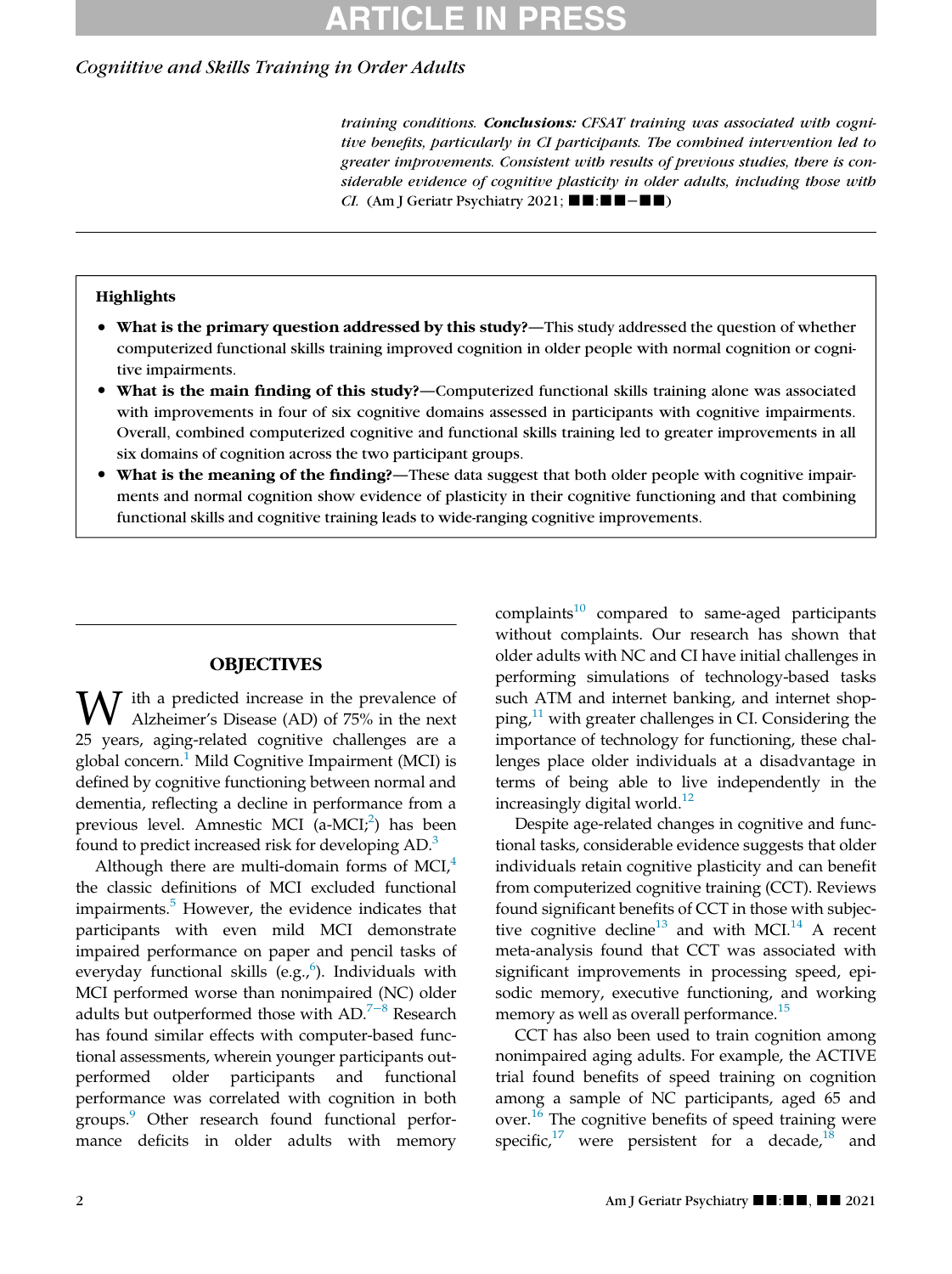training conditions. ***Conclusions:*** *CFSAT training was associated with cognitive benefits, particularly in CI participants. The combined intervention led to greater improvements. Consistent with results of previous studies, there is considerable evidence of cognitive plasticity in older adults, including those with CI.* (Am J Geriatr Psychiatry 2021; ■■:■■−■■)

---

**Highlights**

- **What is the primary question addressed by this study?**—This study addressed the question of whether computerized functional skills training improved cognition in older people with normal cognition or cognitive impairments.
- **What is the main finding of this study?**—Computerized functional skills training alone was associated with improvements in four of six cognitive domains assessed in participants with cognitive impairments. Overall, combined computerized cognitive and functional skills training led to greater improvements in all six domains of cognition across the two participant groups.
- **What is the meaning of the finding?**—These data suggest that both older people with cognitive impairments and normal cognition show evidence of plasticity in their cognitive functioning and that combining functional skills and cognitive training leads to wide-ranging cognitive improvements.

## OBJECTIVES

With a predicted increase in the prevalence of Alzheimer's Disease (AD) of 75% in the next 25 years, aging-related cognitive challenges are a global concern.[1] Mild Cognitive Impairment (MCI) is defined by cognitive functioning between normal and dementia, reflecting a decline in performance from a previous level. Amnestic MCI (a-MCI;[2]) has been found to predict increased risk for developing AD.[3]

Although there are multi-domain forms of MCI,[4] the classic definitions of MCI excluded functional impairments.[5] However, the evidence indicates that participants with even mild MCI demonstrate impaired performance on paper and pencil tasks of everyday functional skills (e.g.,[6]). Individuals with MCI performed worse than nonimpaired (NC) older adults but outperformed those with AD.[7−8] Research has found similar effects with computer-based functional assessments, wherein younger participants outperformed older participants and functional performance was correlated with cognition in both groups.[9] Other research found functional performance deficits in older adults with memory complaints[10] compared to same-aged participants without complaints. Our research has shown that older adults with NC and CI have initial challenges in performing simulations of technology-based tasks such ATM and internet banking, and internet shopping,[11] with greater challenges in CI. Considering the importance of technology for functioning, these challenges place older individuals at a disadvantage in terms of being able to live independently in the increasingly digital world.[12]

Despite age-related changes in cognitive and functional tasks, considerable evidence suggests that older individuals retain cognitive plasticity and can benefit from computerized cognitive training (CCT). Reviews found significant benefits of CCT in those with subjective cognitive decline[13] and with MCI.[14] A recent meta-analysis found that CCT was associated with significant improvements in processing speed, episodic memory, executive functioning, and working memory as well as overall performance.[15]

CCT has also been used to train cognition among nonimpaired aging adults. For example, the ACTIVE trial found benefits of speed training on cognition among a sample of NC participants, aged 65 and over.[16] The cognitive benefits of speed training were specific,[17] were persistent for a decade,[18] and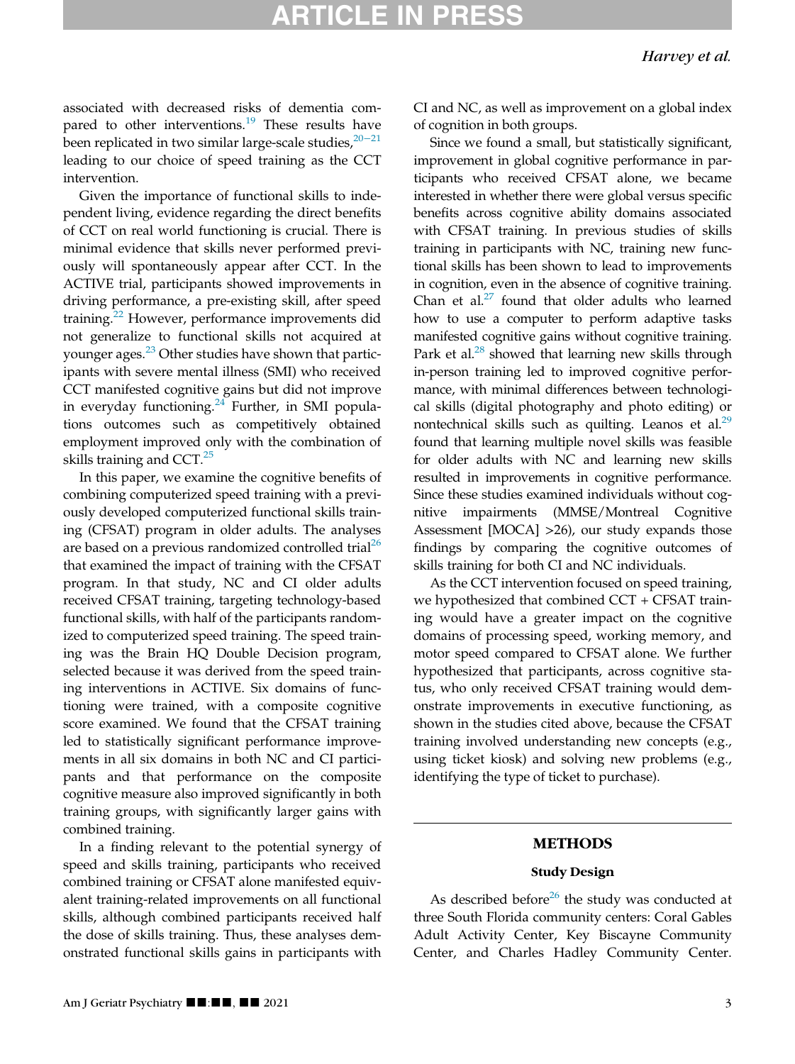associated with decreased risks of dementia compared to other interventions.[19] These results have been replicated in two similar large-scale studies,[20−21] leading to our choice of speed training as the CCT intervention.

Given the importance of functional skills to independent living, evidence regarding the direct benefits of CCT on real world functioning is crucial. There is minimal evidence that skills never performed previously will spontaneously appear after CCT. In the ACTIVE trial, participants showed improvements in driving performance, a pre-existing skill, after speed training.[22] However, performance improvements did not generalize to functional skills not acquired at younger ages.[23] Other studies have shown that participants with severe mental illness (SMI) who received CCT manifested cognitive gains but did not improve in everyday functioning.[24] Further, in SMI populations outcomes such as competitively obtained employment improved only with the combination of skills training and CCT.[25]

In this paper, we examine the cognitive benefits of combining computerized speed training with a previously developed computerized functional skills training (CFSAT) program in older adults. The analyses are based on a previous randomized controlled trial[26] that examined the impact of training with the CFSAT program. In that study, NC and CI older adults received CFSAT training, targeting technology-based functional skills, with half of the participants randomized to computerized speed training. The speed training was the Brain HQ Double Decision program, selected because it was derived from the speed training interventions in ACTIVE. Six domains of functioning were trained, with a composite cognitive score examined. We found that the CFSAT training led to statistically significant performance improvements in all six domains in both NC and CI participants and that performance on the composite cognitive measure also improved significantly in both training groups, with significantly larger gains with combined training.

In a finding relevant to the potential synergy of speed and skills training, participants who received combined training or CFSAT alone manifested equivalent training-related improvements on all functional skills, although combined participants received half the dose of skills training. Thus, these analyses demonstrated functional skills gains in participants with CI and NC, as well as improvement on a global index of cognition in both groups.

Since we found a small, but statistically significant, improvement in global cognitive performance in participants who received CFSAT alone, we became interested in whether there were global versus specific benefits across cognitive ability domains associated with CFSAT training. In previous studies of skills training in participants with NC, training new functional skills has been shown to lead to improvements in cognition, even in the absence of cognitive training. Chan et al.[27] found that older adults who learned how to use a computer to perform adaptive tasks manifested cognitive gains without cognitive training. Park et al.[28] showed that learning new skills through in-person training led to improved cognitive performance, with minimal differences between technological skills (digital photography and photo editing) or nontechnical skills such as quilting. Leanos et al.[29] found that learning multiple novel skills was feasible for older adults with NC and learning new skills resulted in improvements in cognitive performance. Since these studies examined individuals without cognitive impairments (MMSE/Montreal Cognitive Assessment [MOCA] >26), our study expands those findings by comparing the cognitive outcomes of skills training for both CI and NC individuals.

As the CCT intervention focused on speed training, we hypothesized that combined CCT + CFSAT training would have a greater impact on the cognitive domains of processing speed, working memory, and motor speed compared to CFSAT alone. We further hypothesized that participants, across cognitive status, who only received CFSAT training would demonstrate improvements in executive functioning, as shown in the studies cited above, because the CFSAT training involved understanding new concepts (e.g., using ticket kiosk) and solving new problems (e.g., identifying the type of ticket to purchase).

## METHODS

### Study Design

As described before[26] the study was conducted at three South Florida community centers: Coral Gables Adult Activity Center, Key Biscayne Community Center, and Charles Hadley Community Center.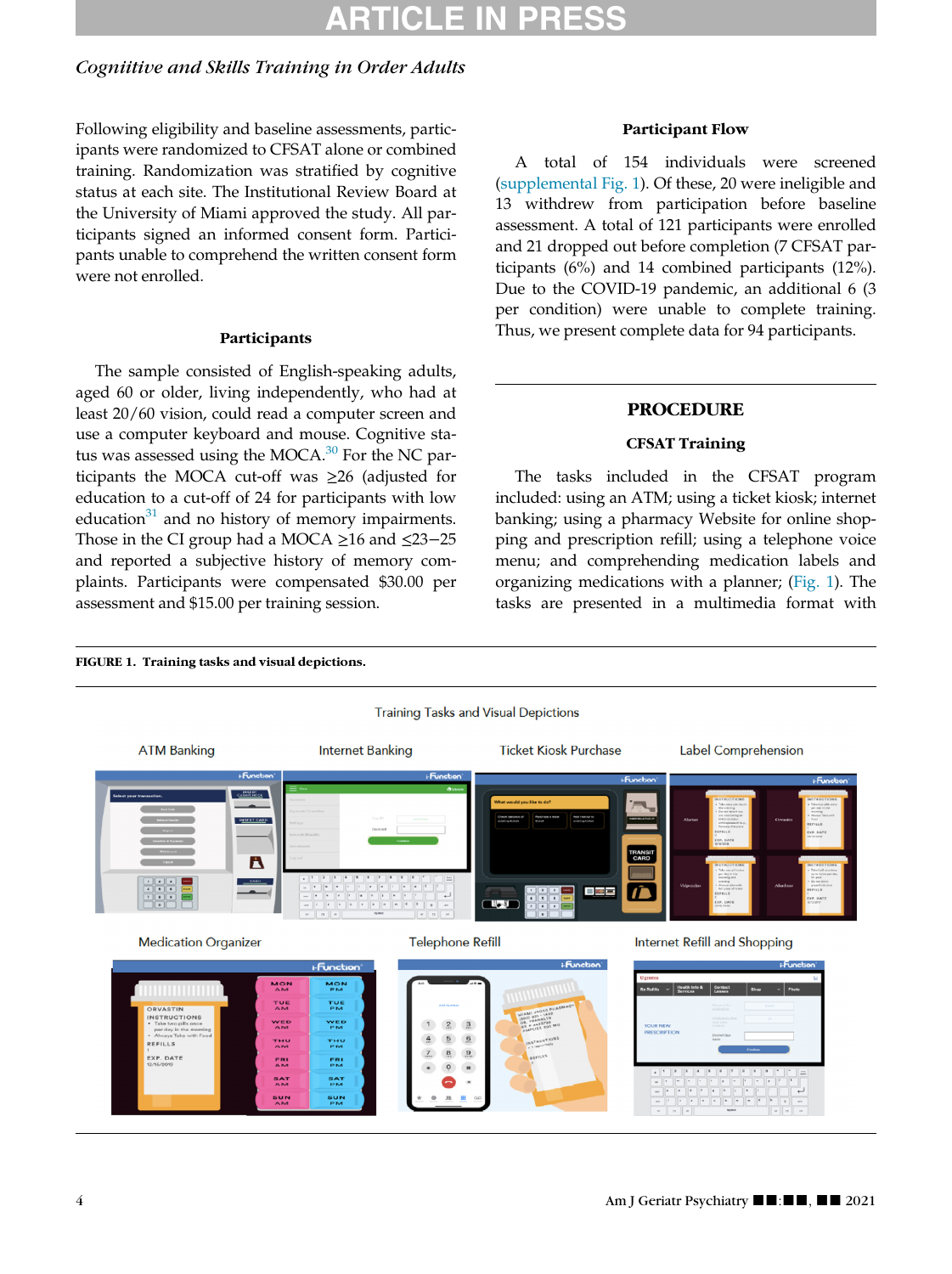Following eligibility and baseline assessments, participants were randomized to CFSAT alone or combined training. Randomization was stratified by cognitive status at each site. The Institutional Review Board at the University of Miami approved the study. All participants signed an informed consent form. Participants unable to comprehend the written consent form were not enrolled.

### Participants

The sample consisted of English-speaking adults, aged 60 or older, living independently, who had at least 20/60 vision, could read a computer screen and use a computer keyboard and mouse. Cognitive status was assessed using the MOCA.[30] For the NC participants the MOCA cut-off was ≥26 (adjusted for education to a cut-off of 24 for participants with low education[31] and no history of memory impairments. Those in the CI group had a MOCA ≥16 and ≤23−25 and reported a subjective history of memory complaints. Participants were compensated $30.00 per assessment and $15.00 per training session.

### Participant Flow

A total of 154 individuals were screened (supplemental Fig. 1). Of these, 20 were ineligible and 13 withdrew from participation before baseline assessment. A total of 121 participants were enrolled and 21 dropped out before completion (7 CFSAT participants (6%) and 14 combined participants (12%). Due to the COVID-19 pandemic, an additional 6 (3 per condition) were unable to complete training. Thus, we present complete data for 94 participants.

## PROCEDURE

### CFSAT Training

The tasks included in the CFSAT program included: using an ATM; using a ticket kiosk; internet banking; using a pharmacy Website for online shopping and prescription refill; using a telephone voice menu; and comprehending medication labels and organizing medications with a planner; (Fig. 1). The tasks are presented in a multimedia format with

**FIGURE 1. Training tasks and visual depictions.**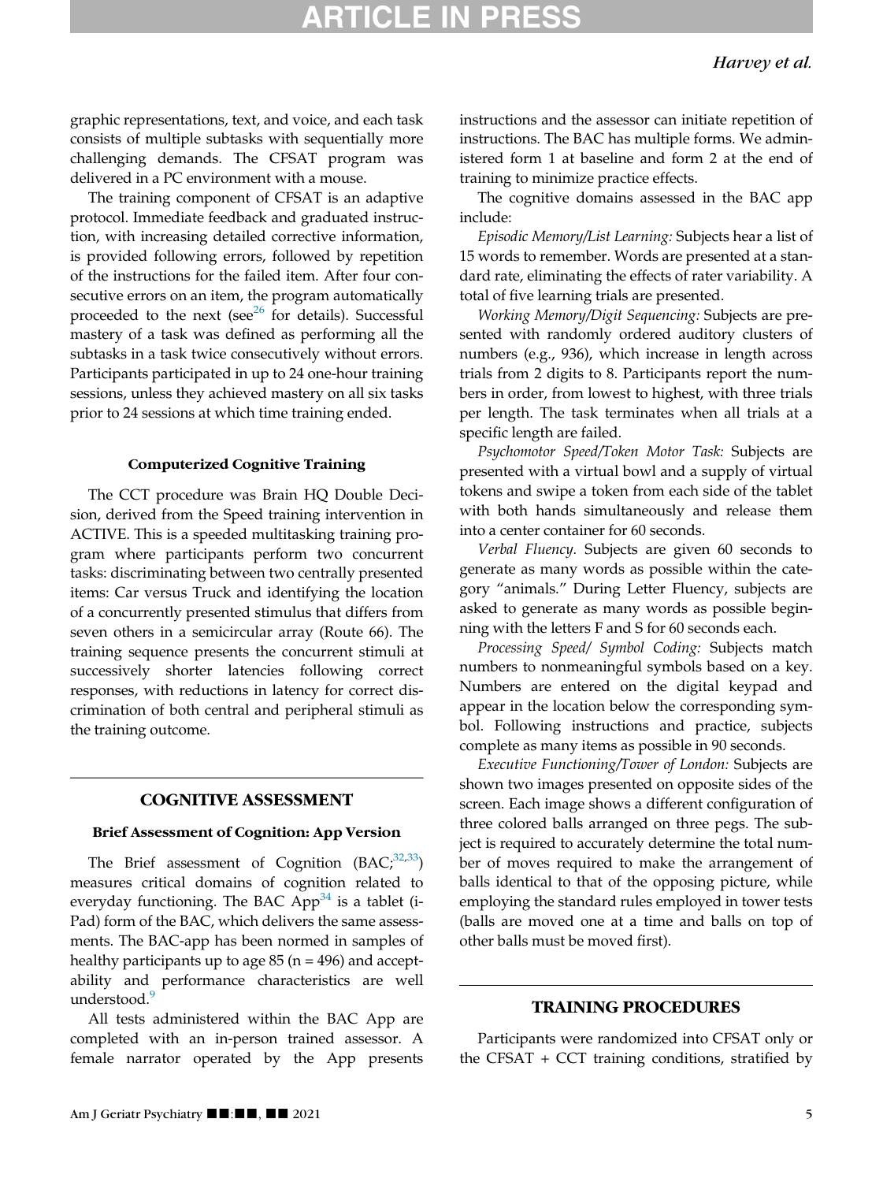graphic representations, text, and voice, and each task consists of multiple subtasks with sequentially more challenging demands. The CFSAT program was delivered in a PC environment with a mouse.

The training component of CFSAT is an adaptive protocol. Immediate feedback and graduated instruction, with increasing detailed corrective information, is provided following errors, followed by repetition of the instructions for the failed item. After four consecutive errors on an item, the program automatically proceeded to the next (see[26] for details). Successful mastery of a task was defined as performing all the subtasks in a task twice consecutively without errors. Participants participated in up to 24 one-hour training sessions, unless they achieved mastery on all six tasks prior to 24 sessions at which time training ended.

### Computerized Cognitive Training

The CCT procedure was Brain HQ Double Decision, derived from the Speed training intervention in ACTIVE. This is a speeded multitasking training program where participants perform two concurrent tasks: discriminating between two centrally presented items: Car versus Truck and identifying the location of a concurrently presented stimulus that differs from seven others in a semicircular array (Route 66). The training sequence presents the concurrent stimuli at successively shorter latencies following correct responses, with reductions in latency for correct discrimination of both central and peripheral stimuli as the training outcome.

## COGNITIVE ASSESSMENT

### Brief Assessment of Cognition: App Version

The Brief assessment of Cognition (BAC;[32,33]) measures critical domains of cognition related to everyday functioning. The BAC App[34] is a tablet (i-Pad) form of the BAC, which delivers the same assessments. The BAC-app has been normed in samples of healthy participants up to age 85 (n = 496) and acceptability and performance characteristics are well understood.[9]

All tests administered within the BAC App are completed with an in-person trained assessor. A female narrator operated by the App presents instructions and the assessor can initiate repetition of instructions. The BAC has multiple forms. We administered form 1 at baseline and form 2 at the end of training to minimize practice effects.

The cognitive domains assessed in the BAC app include:

*Episodic Memory/List Learning:* Subjects hear a list of 15 words to remember. Words are presented at a standard rate, eliminating the effects of rater variability. A total of five learning trials are presented.

*Working Memory/Digit Sequencing:* Subjects are presented with randomly ordered auditory clusters of numbers (e.g., 936), which increase in length across trials from 2 digits to 8. Participants report the numbers in order, from lowest to highest, with three trials per length. The task terminates when all trials at a specific length are failed.

*Psychomotor Speed/Token Motor Task:* Subjects are presented with a virtual bowl and a supply of virtual tokens and swipe a token from each side of the tablet with both hands simultaneously and release them into a center container for 60 seconds.

*Verbal Fluency.* Subjects are given 60 seconds to generate as many words as possible within the category "animals." During Letter Fluency, subjects are asked to generate as many words as possible beginning with the letters F and S for 60 seconds each.

*Processing Speed/ Symbol Coding:* Subjects match numbers to nonmeaningful symbols based on a key. Numbers are entered on the digital keypad and appear in the location below the corresponding symbol. Following instructions and practice, subjects complete as many items as possible in 90 seconds.

*Executive Functioning/Tower of London:* Subjects are shown two images presented on opposite sides of the screen. Each image shows a different configuration of three colored balls arranged on three pegs. The subject is required to accurately determine the total number of moves required to make the arrangement of balls identical to that of the opposing picture, while employing the standard rules employed in tower tests (balls are moved one at a time and balls on top of other balls must be moved first).

## TRAINING PROCEDURES

Participants were randomized into CFSAT only or the CFSAT + CCT training conditions, stratified by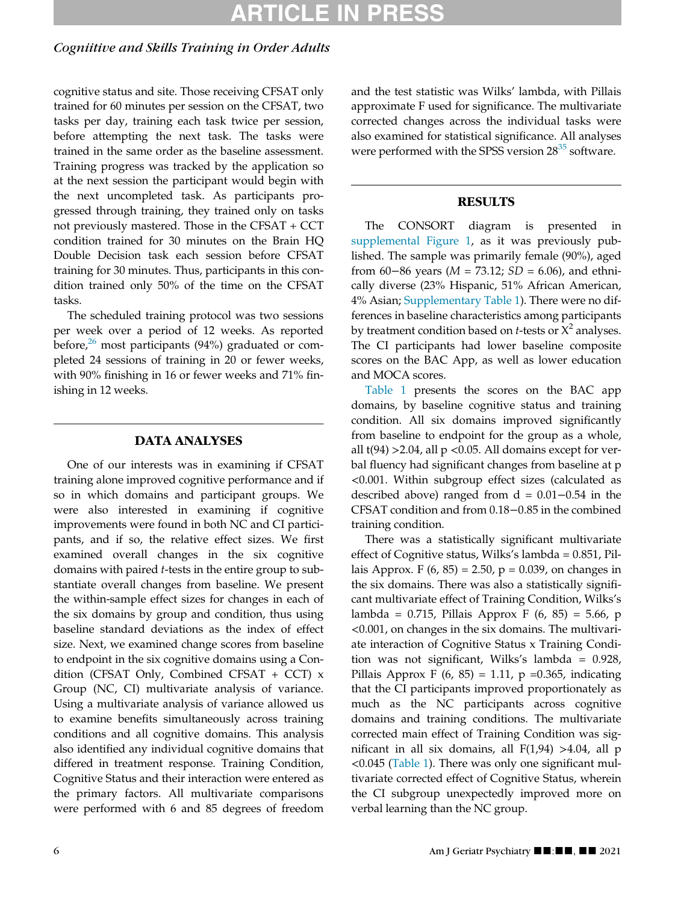cognitive status and site. Those receiving CFSAT only trained for 60 minutes per session on the CFSAT, two tasks per day, training each task twice per session, before attempting the next task. The tasks were trained in the same order as the baseline assessment. Training progress was tracked by the application so at the next session the participant would begin with the next uncompleted task. As participants progressed through training, they trained only on tasks not previously mastered. Those in the CFSAT + CCT condition trained for 30 minutes on the Brain HQ Double Decision task each session before CFSAT training for 30 minutes. Thus, participants in this condition trained only 50% of the time on the CFSAT tasks.

The scheduled training protocol was two sessions per week over a period of 12 weeks. As reported before,[26] most participants (94%) graduated or completed 24 sessions of training in 20 or fewer weeks, with 90% finishing in 16 or fewer weeks and 71% finishing in 12 weeks.

## DATA ANALYSES

One of our interests was in examining if CFSAT training alone improved cognitive performance and if so in which domains and participant groups. We were also interested in examining if cognitive improvements were found in both NC and CI participants, and if so, the relative effect sizes. We first examined overall changes in the six cognitive domains with paired *t*-tests in the entire group to substantiate overall changes from baseline. We present the within-sample effect sizes for changes in each of the six domains by group and condition, thus using baseline standard deviations as the index of effect size. Next, we examined change scores from baseline to endpoint in the six cognitive domains using a Condition (CFSAT Only, Combined CFSAT + CCT) x Group (NC, CI) multivariate analysis of variance. Using a multivariate analysis of variance allowed us to examine benefits simultaneously across training conditions and all cognitive domains. This analysis also identified any individual cognitive domains that differed in treatment response. Training Condition, Cognitive Status and their interaction were entered as the primary factors. All multivariate comparisons were performed with 6 and 85 degrees of freedom and the test statistic was Wilks' lambda, with Pillais approximate F used for significance. The multivariate corrected changes across the individual tasks were also examined for statistical significance. All analyses were performed with the SPSS version 28[35] software.

## RESULTS

The CONSORT diagram is presented in supplemental Figure 1, as it was previously published. The sample was primarily female (90%), aged from 60−86 years (*M* = 73.12; *SD* = 6.06), and ethnically diverse (23% Hispanic, 51% African American, 4% Asian; Supplementary Table 1). There were no differences in baseline characteristics among participants by treatment condition based on *t*-tests or $X^2$ analyses. The CI participants had lower baseline composite scores on the BAC App, as well as lower education and MOCA scores.

Table 1 presents the scores on the BAC app domains, by baseline cognitive status and training condition. All six domains improved significantly from baseline to endpoint for the group as a whole, all $t(94) > 2.04$, all $p < 0.05$. All domains except for verbal fluency had significant changes from baseline at $p < 0.001$. Within subgroup effect sizes (calculated as described above) ranged from $d = 0.01-0.54$ in the CFSAT condition and from $0.18-0.85$ in the combined training condition.

There was a statistically significant multivariate effect of Cognitive status, Wilks's lambda = 0.851, Pillais Approx. $F(6, 85) = 2.50$, $p = 0.039$, on changes in the six domains. There was also a statistically significant multivariate effect of Training Condition, Wilks's lambda = 0.715, Pillais Approx $F(6, 85) = 5.66$, $p < 0.001$, on changes in the six domains. The multivariate interaction of Cognitive Status x Training Condition was not significant, Wilks's lambda = 0.928, Pillais Approx $F(6, 85) = 1.11$, $p = 0.365$, indicating that the CI participants improved proportionately as much as the NC participants across cognitive domains and training conditions. The multivariate corrected main effect of Training Condition was significant in all six domains, all $F(1,94) > 4.04$, all $p < 0.045$ (Table 1). There was only one significant multivariate corrected effect of Cognitive Status, wherein the CI subgroup unexpectedly improved more on verbal learning than the NC group.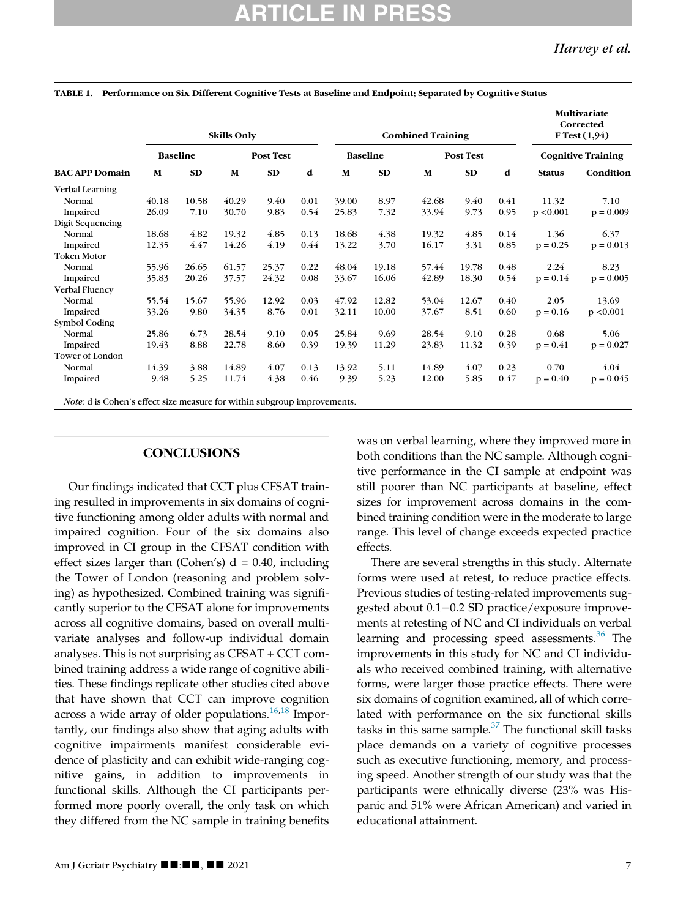**TABLE 1. Performance on Six Different Cognitive Tests at Baseline and Endpoint; Separated by Cognitive Status**

| | Skills Only | | | | | Combined Training | | | | | Multivariate Corrected F Test (1,94) | |
|---|---|---|---|---|---|---|---|---|---|---|---|---|
| | Baseline | | Post Test | | | Baseline | | Post Test | | | Cognitive Training | |
| BAC APP Domain | M | SD | M | SD | d | M | SD | M | SD | d | Status | Condition |
| Verbal Learning | | | | | | | | | | | | |
| Normal | 40.18 | 10.58 | 40.29 | 9.40 | 0.01 | 39.00 | 8.97 | 42.68 | 9.40 | 0.41 | 11.32 | 7.10 |
| Impaired | 26.09 | 7.10 | 30.70 | 9.83 | 0.54 | 25.83 | 7.32 | 33.94 | 9.73 | 0.95 | $p < 0.001$ | $p = 0.009$ |
| Digit Sequencing | | | | | | | | | | | | |
| Normal | 18.68 | 4.82 | 19.32 | 4.85 | 0.13 | 18.68 | 4.38 | 19.32 | 4.85 | 0.14 | 1.36 | 6.37 |
| Impaired | 12.35 | 4.47 | 14.26 | 4.19 | 0.44 | 13.22 | 3.70 | 16.17 | 3.31 | 0.85 | $p = 0.25$ | $p = 0.013$ |
| Token Motor | | | | | | | | | | | | |
| Normal | 55.96 | 26.65 | 61.57 | 25.37 | 0.22 | 48.04 | 19.18 | 57.44 | 19.78 | 0.48 | 2.24 | 8.23 |
| Impaired | 35.83 | 20.26 | 37.57 | 24.32 | 0.08 | 33.67 | 16.06 | 42.89 | 18.30 | 0.54 | $p = 0.14$ | $p = 0.005$ |
| Verbal Fluency | | | | | | | | | | | | |
| Normal | 55.54 | 15.67 | 55.96 | 12.92 | 0.03 | 47.92 | 12.82 | 53.04 | 12.67 | 0.40 | 2.05 | 13.69 |
| Impaired | 33.26 | 9.80 | 34.35 | 8.76 | 0.01 | 32.11 | 10.00 | 37.67 | 8.51 | 0.60 | $p = 0.16$ | $p < 0.001$ |
| Symbol Coding | | | | | | | | | | | | |
| Normal | 25.86 | 6.73 | 28.54 | 9.10 | 0.05 | 25.84 | 9.69 | 28.54 | 9.10 | 0.28 | 0.68 | 5.06 |
| Impaired | 19.43 | 8.88 | 22.78 | 8.60 | 0.39 | 19.39 | 11.29 | 23.83 | 11.32 | 0.39 | $p = 0.41$ | $p = 0.027$ |
| Tower of London | | | | | | | | | | | | |
| Normal | 14.39 | 3.88 | 14.89 | 4.07 | 0.13 | 13.92 | 5.11 | 14.89 | 4.07 | 0.23 | 0.70 | 4.04 |
| Impaired | 9.48 | 5.25 | 11.74 | 4.38 | 0.46 | 9.39 | 5.23 | 12.00 | 5.85 | 0.47 | $p = 0.40$ | $p = 0.045$ |

*Note*: d is Cohen's effect size measure for within subgroup improvements.

## CONCLUSIONS

Our findings indicated that CCT plus CFSAT training resulted in improvements in six domains of cognitive functioning among older adults with normal and impaired cognition. Four of the six domains also improved in CI group in the CFSAT condition with effect sizes larger than (Cohen's) $d = 0.40$, including the Tower of London (reasoning and problem solving) as hypothesized. Combined training was significantly superior to the CFSAT alone for improvements across all cognitive domains, based on overall multivariate analyses and follow-up individual domain analyses. This is not surprising as CFSAT + CCT combined training address a wide range of cognitive abilities. These findings replicate other studies cited above that have shown that CCT can improve cognition across a wide array of older populations.[16,18] Importantly, our findings also show that aging adults with cognitive impairments manifest considerable evidence of plasticity and can exhibit wide-ranging cognitive gains, in addition to improvements in functional skills. Although the CI participants performed more poorly overall, the only task on which they differed from the NC sample in training benefits was on verbal learning, where they improved more in both conditions than the NC sample. Although cognitive performance in the CI sample at endpoint was still poorer than NC participants at baseline, effect sizes for improvement across domains in the combined training condition were in the moderate to large range. This level of change exceeds expected practice effects.

There are several strengths in this study. Alternate forms were used at retest, to reduce practice effects. Previous studies of testing-related improvements suggested about 0.1−0.2 SD practice/exposure improvements at retesting of NC and CI individuals on verbal learning and processing speed assessments.[36] The improvements in this study for NC and CI individuals who received combined training, with alternative forms, were larger those practice effects. There were six domains of cognition examined, all of which correlated with performance on the six functional skills tasks in this same sample.[37] The functional skill tasks place demands on a variety of cognitive processes such as executive functioning, memory, and processing speed. Another strength of our study was that the participants were ethnically diverse (23% was Hispanic and 51% were African American) and varied in educational attainment.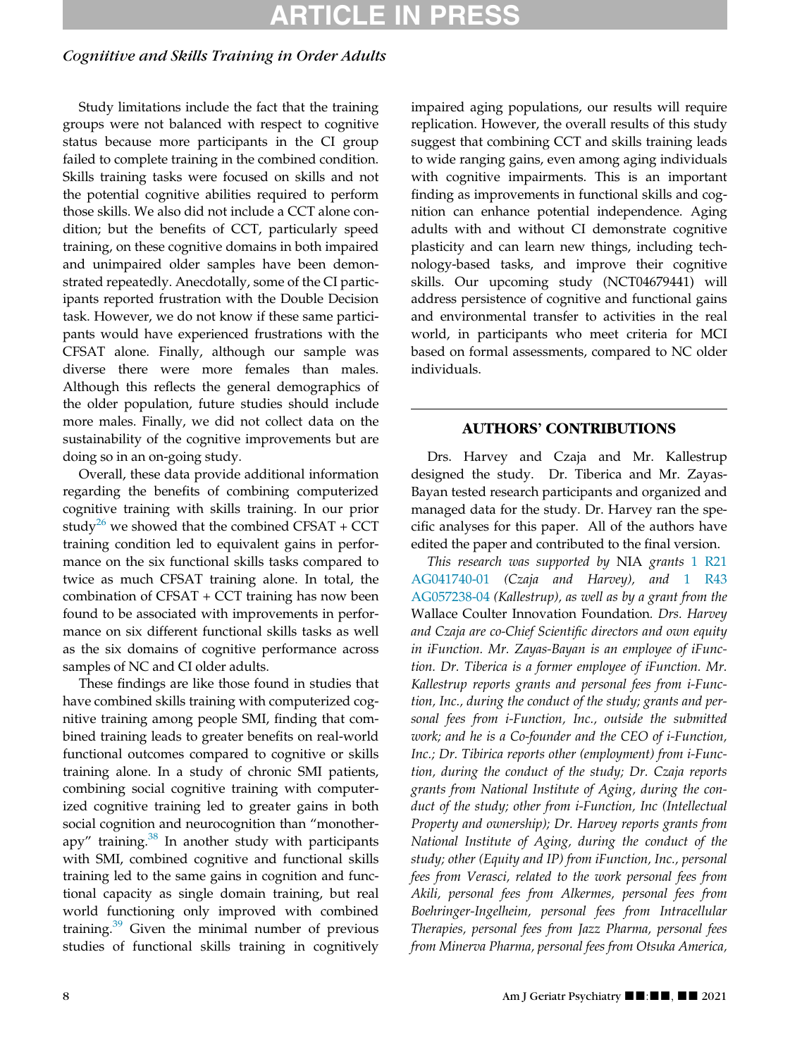Study limitations include the fact that the training groups were not balanced with respect to cognitive status because more participants in the CI group failed to complete training in the combined condition. Skills training tasks were focused on skills and not the potential cognitive abilities required to perform those skills. We also did not include a CCT alone condition; but the benefits of CCT, particularly speed training, on these cognitive domains in both impaired and unimpaired older samples have been demonstrated repeatedly. Anecdotally, some of the CI participants reported frustration with the Double Decision task. However, we do not know if these same participants would have experienced frustrations with the CFSAT alone. Finally, although our sample was diverse there were more females than males. Although this reflects the general demographics of the older population, future studies should include more males. Finally, we did not collect data on the sustainability of the cognitive improvements but are doing so in an on-going study.

Overall, these data provide additional information regarding the benefits of combining computerized cognitive training with skills training. In our prior study[26] we showed that the combined CFSAT + CCT training condition led to equivalent gains in performance on the six functional skills tasks compared to twice as much CFSAT training alone. In total, the combination of CFSAT + CCT training has now been found to be associated with improvements in performance on six different functional skills tasks as well as the six domains of cognitive performance across samples of NC and CI older adults.

These findings are like those found in studies that have combined skills training with computerized cognitive training among people SMI, finding that combined training leads to greater benefits on real-world functional outcomes compared to cognitive or skills training alone. In a study of chronic SMI patients, combining social cognitive training with computerized cognitive training led to greater gains in both social cognition and neurocognition than "monotherapy" training.[38] In another study with participants with SMI, combined cognitive and functional skills training led to the same gains in cognition and functional capacity as single domain training, but real world functioning only improved with combined training.[39] Given the minimal number of previous studies of functional skills training in cognitively impaired aging populations, our results will require replication. However, the overall results of this study suggest that combining CCT and skills training leads to wide ranging gains, even among aging individuals with cognitive impairments. This is an important finding as improvements in functional skills and cognition can enhance potential independence. Aging adults with and without CI demonstrate cognitive plasticity and can learn new things, including technology-based tasks, and improve their cognitive skills. Our upcoming study (NCT04679441) will address persistence of cognitive and functional gains and environmental transfer to activities in the real world, in participants who meet criteria for MCI based on formal assessments, compared to NC older individuals.

## AUTHORS' CONTRIBUTIONS

Drs. Harvey and Czaja and Mr. Kallestrup designed the study. Dr. Tiberica and Mr. Zayas-Bayan tested research participants and organized and managed data for the study. Dr. Harvey ran the specific analyses for this paper. All of the authors have edited the paper and contributed to the final version.

*This research was supported by* NIA *grants* 1 R21 AG041740-01 *(Czaja and Harvey), and* 1 R43 AG057238-04 *(Kallestrup), as well as by a grant from the* Wallace Coulter Innovation Foundation. *Drs. Harvey and Czaja are co-Chief Scientific directors and own equity in iFunction. Mr. Zayas-Bayan is an employee of iFunction. Dr. Tiberica is a former employee of iFunction. Mr. Kallestrup reports grants and personal fees from i-Function, Inc., during the conduct of the study; grants and personal fees from i-Function, Inc., outside the submitted work; and he is a Co-founder and the CEO of i-Function, Inc.; Dr. Tibirica reports other (employment) from i-Function, during the conduct of the study; Dr. Czaja reports grants from National Institute of Aging, during the conduct of the study; other from i-Function, Inc (Intellectual Property and ownership); Dr. Harvey reports grants from National Institute of Aging, during the conduct of the study; other (Equity and IP) from iFunction, Inc., personal fees from Verasci, related to the work personal fees from Akili, personal fees from Alkermes, personal fees from Boehrnger-Ingelheim, personal fees from Intracellular Therapies, personal fees from Jazz Pharma, personal fees from Minerva Pharma, personal fees from Otsuka America,*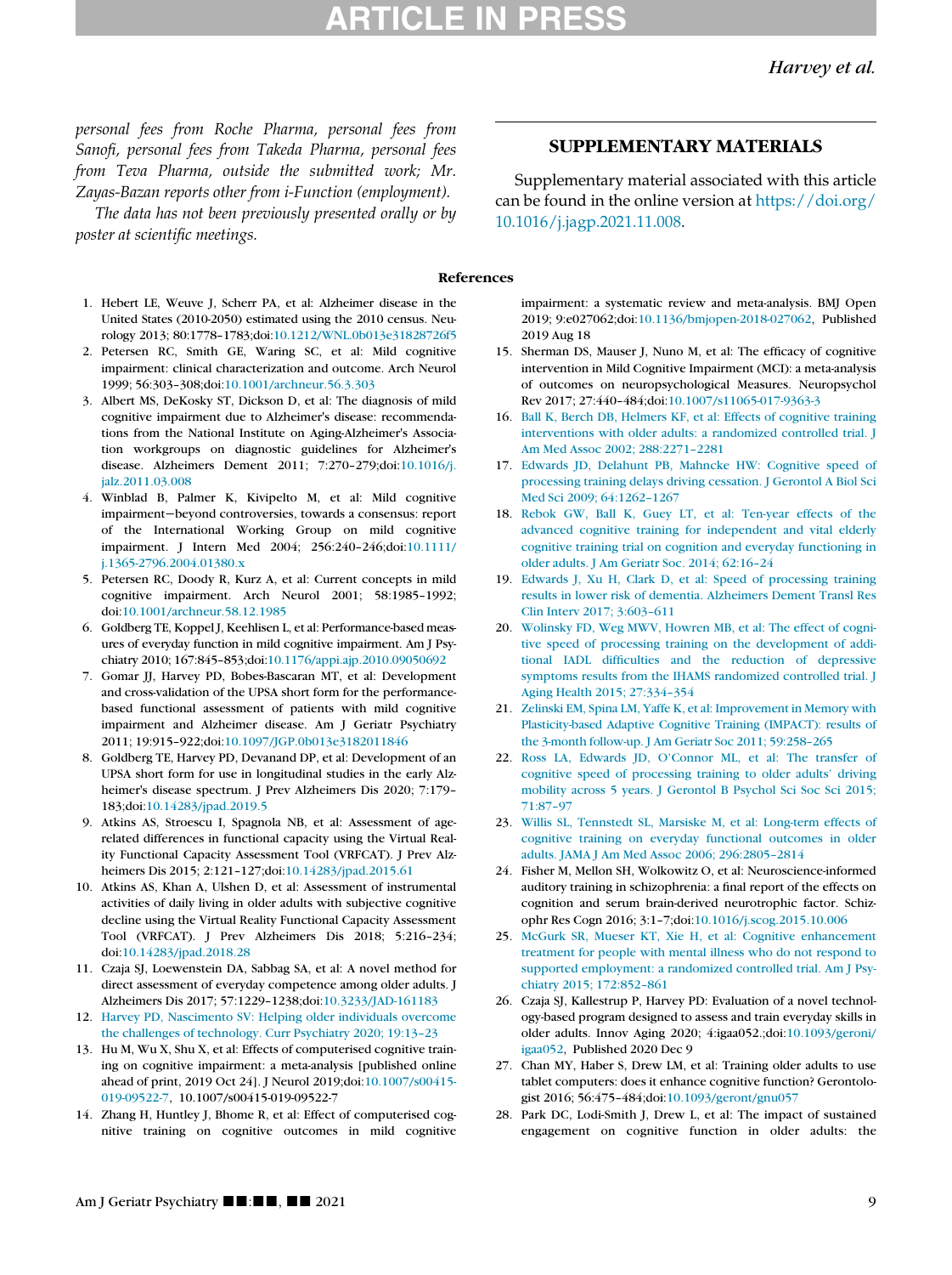*personal fees from Roche Pharma, personal fees from Sanofi, personal fees from Takeda Pharma, personal fees from Teva Pharma, outside the submitted work; Mr. Zayas-Bazan reports other from i-Function (employment).*

*The data has not been previously presented orally or by poster at scientific meetings.*

## SUPPLEMENTARY MATERIALS

Supplementary material associated with this article can be found in the online version at https://doi.org/10.1016/j.jagp.2021.11.008.

## References

1. Hebert LE, Weuve J, Scherr PA, et al: Alzheimer disease in the United States (2010-2050) estimated using the 2010 census. Neurology 2013; 80:1778–1783;doi:10.1212/WNL.0b013e31828726f5
2. Petersen RC, Smith GE, Waring SC, et al: Mild cognitive impairment: clinical characterization and outcome. Arch Neurol 1999; 56:303–308;doi:10.1001/archneur.56.3.303
3. Albert MS, DeKosky ST, Dickson D, et al: The diagnosis of mild cognitive impairment due to Alzheimer's disease: recommendations from the National Institute on Aging-Alzheimer's Association workgroups on diagnostic guidelines for Alzheimer's disease. Alzheimers Dement 2011; 7:270–279;doi:10.1016/j.jalz.2011.03.008
4. Winblad B, Palmer K, Kivipelto M, et al: Mild cognitive impairment−beyond controversies, towards a consensus: report of the International Working Group on mild cognitive impairment. J Intern Med 2004; 256:240–246;doi:10.1111/j.1365-2796.2004.01380.x
5. Petersen RC, Doody R, Kurz A, et al: Current concepts in mild cognitive impairment. Arch Neurol 2001; 58:1985–1992; doi:10.1001/archneur.58.12.1985
6. Goldberg TE, Koppel J, Keehlisen L, et al: Performance-based measures of everyday function in mild cognitive impairment. Am J Psychiatry 2010; 167:845–853;doi:10.1176/appi.ajp.2010.09050692
7. Gomar JJ, Harvey PD, Bobes-Bascaran MT, et al: Development and cross-validation of the UPSA short form for the performance-based functional assessment of patients with mild cognitive impairment and Alzheimer disease. Am J Geriatr Psychiatry 2011; 19:915–922;doi:10.1097/JGP.0b013e3182011846
8. Goldberg TE, Harvey PD, Devanand DP, et al: Development of an UPSA short form for use in longitudinal studies in the early Alzheimer's disease spectrum. J Prev Alzheimers Dis 2020; 7:179–183;doi:10.14283/jpad.2019.5
9. Atkins AS, Stroescu I, Spagnola NB, et al: Assessment of age-related differences in functional capacity using the Virtual Reality Functional Capacity Assessment Tool (VRFCAT). J Prev Alzheimers Dis 2015; 2:121–127;doi:10.14283/jpad.2015.61
10. Atkins AS, Khan A, Ulshen D, et al: Assessment of instrumental activities of daily living in older adults with subjective cognitive decline using the Virtual Reality Functional Capacity Assessment Tool (VRFCAT). J Prev Alzheimers Dis 2018; 5:216–234; doi:10.14283/jpad.2018.28
11. Czaja SJ, Loewenstein DA, Sabbag SA, et al: A novel method for direct assessment of everyday competence among older adults. J Alzheimers Dis 2017; 57:1229–1238;doi:10.3233/JAD-161183
12. Harvey PD, Nascimento SV: Helping older individuals overcome the challenges of technology. Curr Psychiatry 2020; 19:13–23
13. Hu M, Wu X, Shu X, et al: Effects of computerised cognitive training on cognitive impairment: a meta-analysis [published online ahead of print, 2019 Oct 24]. J Neurol 2019;doi:10.1007/s00415-019-09522-7, 10.1007/s00415-019-09522-7
14. Zhang H, Huntley J, Bhome R, et al: Effect of computerised cognitive training on cognitive outcomes in mild cognitive impairment: a systematic review and meta-analysis. BMJ Open 2019; 9:e027062;doi:10.1136/bmjopen-2018-027062, Published 2019 Aug 18
15. Sherman DS, Mauser J, Nuno M, et al: The efficacy of cognitive intervention in Mild Cognitive Impairment (MCI): a meta-analysis of outcomes on neuropsychological Measures. Neuropsychol Rev 2017; 27:440–484;doi:10.1007/s11065-017-9363-3
16. Ball K, Berch DB, Helmers KF, et al: Effects of cognitive training interventions with older adults: a randomized controlled trial. J Am Med Assoc 2002; 288:2271–2281
17. Edwards JD, Delahunt PB, Mahncke HW: Cognitive speed of processing training delays driving cessation. J Gerontol A Biol Sci Med Sci 2009; 64:1262–1267
18. Rebok GW, Ball K, Guey LT, et al: Ten-year effects of the advanced cognitive training for independent and vital elderly cognitive training trial on cognition and everyday functioning in older adults. J Am Geriatr Soc. 2014; 62:16–24
19. Edwards J, Xu H, Clark D, et al: Speed of processing training results in lower risk of dementia. Alzheimers Dement Transl Res Clin Interv 2017; 3:603–611
20. Wolinsky FD, Weg MWV, Howren MB, et al: The effect of cognitive speed of processing training on the development of additional IADL difficulties and the reduction of depressive symptoms results from the IHAMS randomized controlled trial. J Aging Health 2015; 27:334–354
21. Zelinski EM, Spina LM, Yaffe K, et al: Improvement in Memory with Plasticity-based Adaptive Cognitive Training (IMPACT): results of the 3-month follow-up. J Am Geriatr Soc 2011; 59:258–265
22. Ross LA, Edwards JD, O'Connor ML, et al: The transfer of cognitive speed of processing training to older adults' driving mobility across 5 years. J Gerontol B Psychol Sci Soc Sci 2015; 71:87–97
23. Willis SL, Tennstedt SL, Marsiske M, et al: Long-term effects of cognitive training on everyday functional outcomes in older adults. JAMA J Am Med Assoc 2006; 296:2805–2814
24. Fisher M, Mellon SH, Wolkowitz O, et al: Neuroscience-informed auditory training in schizophrenia: a final report of the effects on cognition and serum brain-derived neurotrophic factor. Schizophr Res Cogn 2016; 3:1–7;doi:10.1016/j.scog.2015.10.006
25. McGurk SR, Mueser KT, Xie H, et al: Cognitive enhancement treatment for people with mental illness who do not respond to supported employment: a randomized controlled trial. Am J Psychiatry 2015; 172:852–861
26. Czaja SJ, Kallestrup P, Harvey PD: Evaluation of a novel technology-based program designed to assess and train everyday skills in older adults. Innov Aging 2020; 4:igaa052.;doi:10.1093/geroni/igaa052, Published 2020 Dec 9
27. Chan MY, Haber S, Drew LM, et al: Training older adults to use tablet computers: does it enhance cognitive function? Gerontologist 2016; 56:475–484;doi:10.1093/geront/gnu057
28. Park DC, Lodi-Smith J, Drew L, et al: The impact of sustained engagement on cognitive function in older adults: the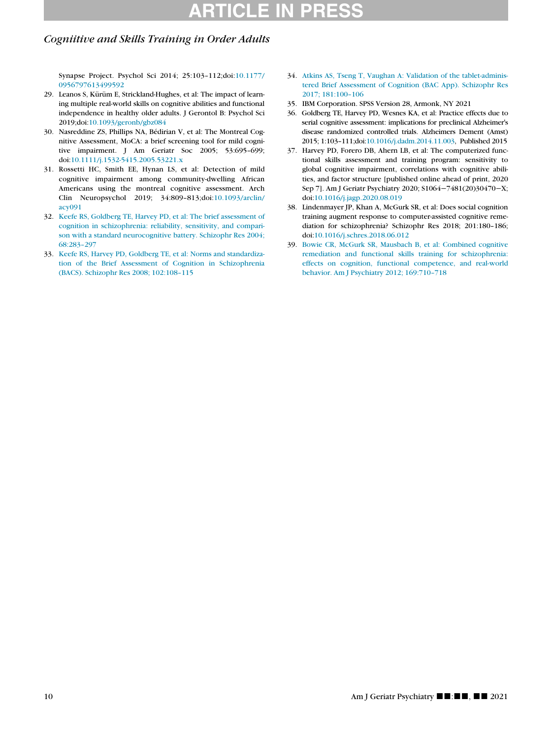Synapse Project. Psychol Sci 2014; 25:103–112;doi:10.1177/0956797613499592

29. Leanos S, Kürüm E, Strickland-Hughes, et al: The impact of learning multiple real-world skills on cognitive abilities and functional independence in healthy older adults. J Gerontol B: Psychol Sci 2019;doi:10.1093/geronb/gbz084
30. Nasreddine ZS, Phillips NA, Bédirian V, et al: The Montreal Cognitive Assessment, MoCA: a brief screening tool for mild cognitive impairment. J Am Geriatr Soc 2005; 53:695–699; doi:10.1111/j.1532-5415.2005.53221.x
31. Rossetti HC, Smith EE, Hynan LS, et al: Detection of mild cognitive impairment among community-dwelling African Americans using the montreal cognitive assessment. Arch Clin Neuropsychol 2019; 34:809–813;doi:10.1093/arclin/acy091
32. Keefe RS, Goldberg TE, Harvey PD, et al: The brief assessment of cognition in schizophrenia: reliability, sensitivity, and comparison with a standard neurocognitive battery. Schizophr Res 2004; 68:283–297
33. Keefe RS, Harvey PD, Goldberg TE, et al: Norms and standardization of the Brief Assessment of Cognition in Schizophrenia (BACS). Schizophr Res 2008; 102:108–115
34. Atkins AS, Tseng T, Vaughan A: Validation of the tablet-administered Brief Assessment of Cognition (BAC App). Schizophr Res 2017; 181:100–106
35. IBM Corporation. SPSS Version 28, Armonk, NY 2021
36. Goldberg TE, Harvey PD, Wesnes KA, et al: Practice effects due to serial cognitive assessment: implications for preclinical Alzheimer's disease randomized controlled trials. Alzheimers Dement (Amst) 2015; 1:103–111;doi:10.1016/j.dadm.2014.11.003, Published 2015
37. Harvey PD, Forero DB, Ahern LB, et al: The computerized functional skills assessment and training program: sensitivity to global cognitive impairment, correlations with cognitive abilities, and factor structure [published online ahead of print, 2020 Sep 7]. Am J Geriatr Psychiatry 2020; S1064−7481(20)30470−X; doi:10.1016/j.jagp.2020.08.019
38. Lindenmayer JP, Khan A, McGurk SR, et al: Does social cognition training augment response to computer-assisted cognitive remediation for schizophrenia? Schizophr Res 2018; 201:180–186; doi:10.1016/j.schres.2018.06.012
39. Bowie CR, McGurk SR, Mausbach B, et al: Combined cognitive remediation and functional skills training for schizophrenia: effects on cognition, functional competence, and real-world behavior. Am J Psychiatry 2012; 169:710–718